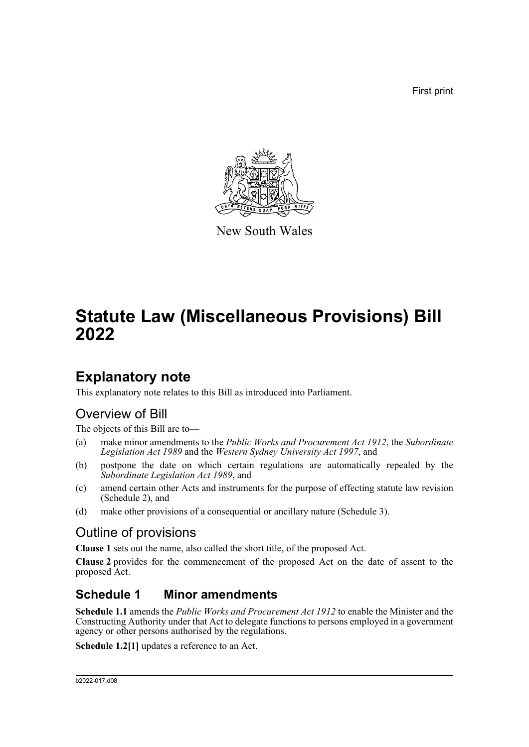First print

New South Wales

# Statute Law (Miscellaneous Provisions) Bill 2022

## Explanatory note

This explanatory note relates to this Bill as introduced into Parliament.

## Overview of Bill

The objects of this Bill are to—

(a) make minor amendments to the *Public Works and Procurement Act 1912*, the *Subordinate Legislation Act 1989* and the *Western Sydney University Act 1997*, and

(b) postpone the date on which certain regulations are automatically repealed by the *Subordinate Legislation Act 1989*, and

(c) amend certain other Acts and instruments for the purpose of effecting statute law revision (Schedule 2), and

(d) make other provisions of a consequential or ancillary nature (Schedule 3).

## Outline of provisions

**Clause 1** sets out the name, also called the short title, of the proposed Act.

**Clause 2** provides for the commencement of the proposed Act on the date of assent to the proposed Act.

### Schedule 1 Minor amendments

**Schedule 1.1** amends the *Public Works and Procurement Act 1912* to enable the Minister and the Constructing Authority under that Act to delegate functions to persons employed in a government agency or other persons authorised by the regulations.

**Schedule 1.2[1]** updates a reference to an Act.

b2022-017.d08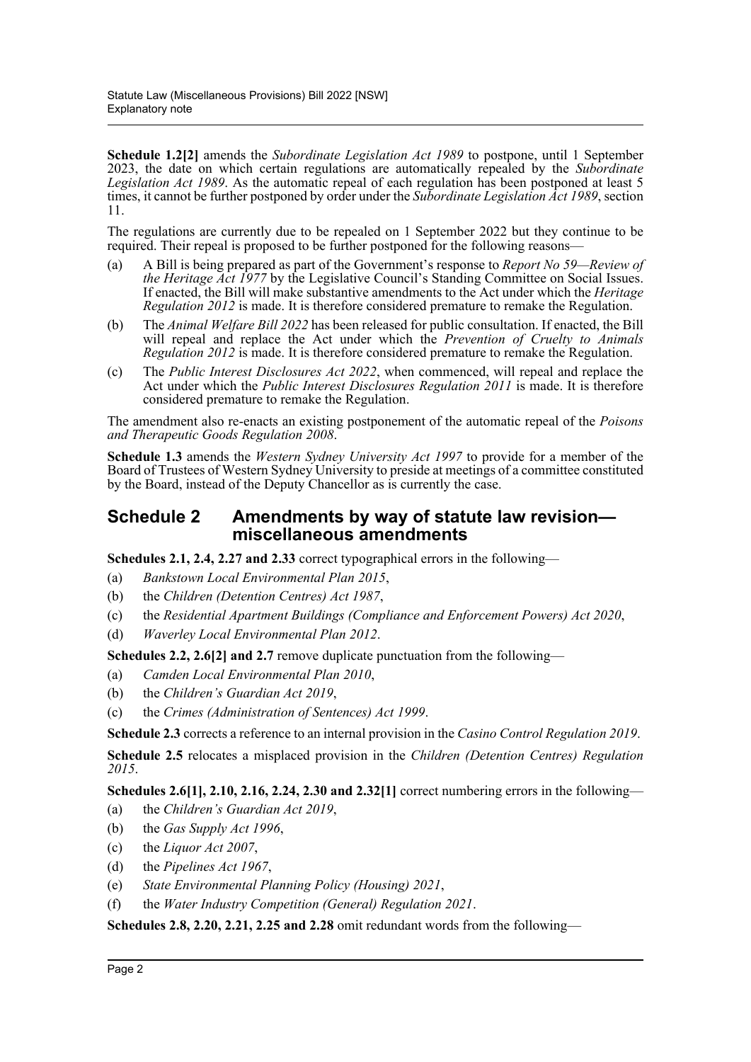**Schedule 1.2[2]** amends the *Subordinate Legislation Act 1989* to postpone, until 1 September 2023, the date on which certain regulations are automatically repealed by the *Subordinate Legislation Act 1989*. As the automatic repeal of each regulation has been postponed at least 5 times, it cannot be further postponed by order under the *Subordinate Legislation Act 1989*, section 11.

The regulations are currently due to be repealed on 1 September 2022 but they continue to be required. Their repeal is proposed to be further postponed for the following reasons—

(a) A Bill is being prepared as part of the Government's response to *Report No 59—Review of the Heritage Act 1977* by the Legislative Council's Standing Committee on Social Issues. If enacted, the Bill will make substantive amendments to the Act under which the *Heritage Regulation 2012* is made. It is therefore considered premature to remake the Regulation.

(b) The *Animal Welfare Bill 2022* has been released for public consultation. If enacted, the Bill will repeal and replace the Act under which the *Prevention of Cruelty to Animals Regulation 2012* is made. It is therefore considered premature to remake the Regulation.

(c) The *Public Interest Disclosures Act 2022*, when commenced, will repeal and replace the Act under which the *Public Interest Disclosures Regulation 2011* is made. It is therefore considered premature to remake the Regulation.

The amendment also re-enacts an existing postponement of the automatic repeal of the *Poisons and Therapeutic Goods Regulation 2008*.

**Schedule 1.3** amends the *Western Sydney University Act 1997* to provide for a member of the Board of Trustees of Western Sydney University to preside at meetings of a committee constituted by the Board, instead of the Deputy Chancellor as is currently the case.

## Schedule 2 Amendments by way of statute law revision—miscellaneous amendments

**Schedules 2.1, 2.4, 2.27 and 2.33** correct typographical errors in the following—

(a) *Bankstown Local Environmental Plan 2015*,

(b) the *Children (Detention Centres) Act 1987*,

(c) the *Residential Apartment Buildings (Compliance and Enforcement Powers) Act 2020*,

(d) *Waverley Local Environmental Plan 2012*.

**Schedules 2.2, 2.6[2] and 2.7** remove duplicate punctuation from the following—

(a) *Camden Local Environmental Plan 2010*,

(b) the *Children's Guardian Act 2019*,

(c) the *Crimes (Administration of Sentences) Act 1999*.

**Schedule 2.3** corrects a reference to an internal provision in the *Casino Control Regulation 2019*.

**Schedule 2.5** relocates a misplaced provision in the *Children (Detention Centres) Regulation 2015*.

**Schedules 2.6[1], 2.10, 2.16, 2.24, 2.30 and 2.32[1]** correct numbering errors in the following—

(a) the *Children's Guardian Act 2019*,

(b) the *Gas Supply Act 1996*,

(c) the *Liquor Act 2007*,

(d) the *Pipelines Act 1967*,

(e) *State Environmental Planning Policy (Housing) 2021*,

(f) the *Water Industry Competition (General) Regulation 2021*.

**Schedules 2.8, 2.20, 2.21, 2.25 and 2.28** omit redundant words from the following—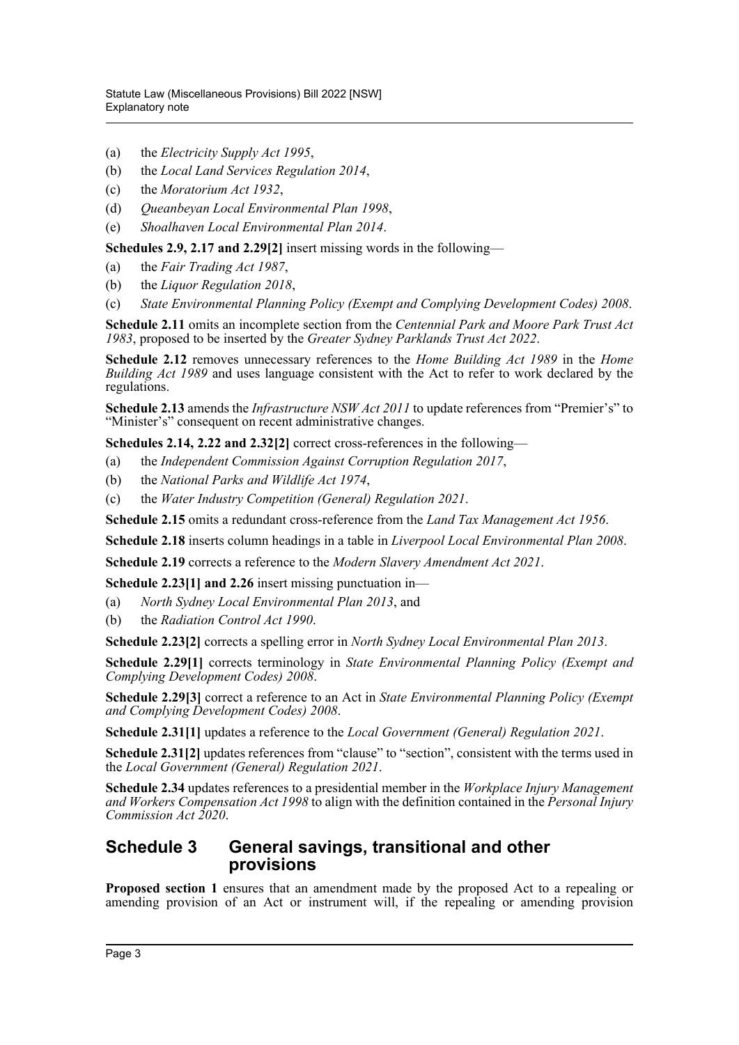(a) the *Electricity Supply Act 1995*,
(b) the *Local Land Services Regulation 2014*,
(c) the *Moratorium Act 1932*,
(d) *Queanbeyan Local Environmental Plan 1998*,
(e) *Shoalhaven Local Environmental Plan 2014*.

**Schedules 2.9, 2.17 and 2.29[2]** insert missing words in the following—

(a) the *Fair Trading Act 1987*,
(b) the *Liquor Regulation 2018*,
(c) *State Environmental Planning Policy (Exempt and Complying Development Codes) 2008*.

**Schedule 2.11** omits an incomplete section from the *Centennial Park and Moore Park Trust Act 1983*, proposed to be inserted by the *Greater Sydney Parklands Trust Act 2022*.

**Schedule 2.12** removes unnecessary references to the *Home Building Act 1989* in the *Home Building Act 1989* and uses language consistent with the Act to refer to work declared by the regulations.

**Schedule 2.13** amends the *Infrastructure NSW Act 2011* to update references from "Premier's" to "Minister's" consequent on recent administrative changes.

**Schedules 2.14, 2.22 and 2.32[2]** correct cross-references in the following—

(a) the *Independent Commission Against Corruption Regulation 2017*,
(b) the *National Parks and Wildlife Act 1974*,
(c) the *Water Industry Competition (General) Regulation 2021*.

**Schedule 2.15** omits a redundant cross-reference from the *Land Tax Management Act 1956*.

**Schedule 2.18** inserts column headings in a table in *Liverpool Local Environmental Plan 2008*.

**Schedule 2.19** corrects a reference to the *Modern Slavery Amendment Act 2021*.

**Schedule 2.23[1] and 2.26** insert missing punctuation in—

(a) *North Sydney Local Environmental Plan 2013*, and
(b) the *Radiation Control Act 1990*.

**Schedule 2.23[2]** corrects a spelling error in *North Sydney Local Environmental Plan 2013*.

**Schedule 2.29[1]** corrects terminology in *State Environmental Planning Policy (Exempt and Complying Development Codes) 2008*.

**Schedule 2.29[3]** correct a reference to an Act in *State Environmental Planning Policy (Exempt and Complying Development Codes) 2008*.

**Schedule 2.31[1]** updates a reference to the *Local Government (General) Regulation 2021*.

**Schedule 2.31[2]** updates references from "clause" to "section", consistent with the terms used in the *Local Government (General) Regulation 2021*.

**Schedule 2.34** updates references to a presidential member in the *Workplace Injury Management and Workers Compensation Act 1998* to align with the definition contained in the *Personal Injury Commission Act 2020*.

## Schedule 3 General savings, transitional and other provisions

**Proposed section 1** ensures that an amendment made by the proposed Act to a repealing or amending provision of an Act or instrument will, if the repealing or amending provision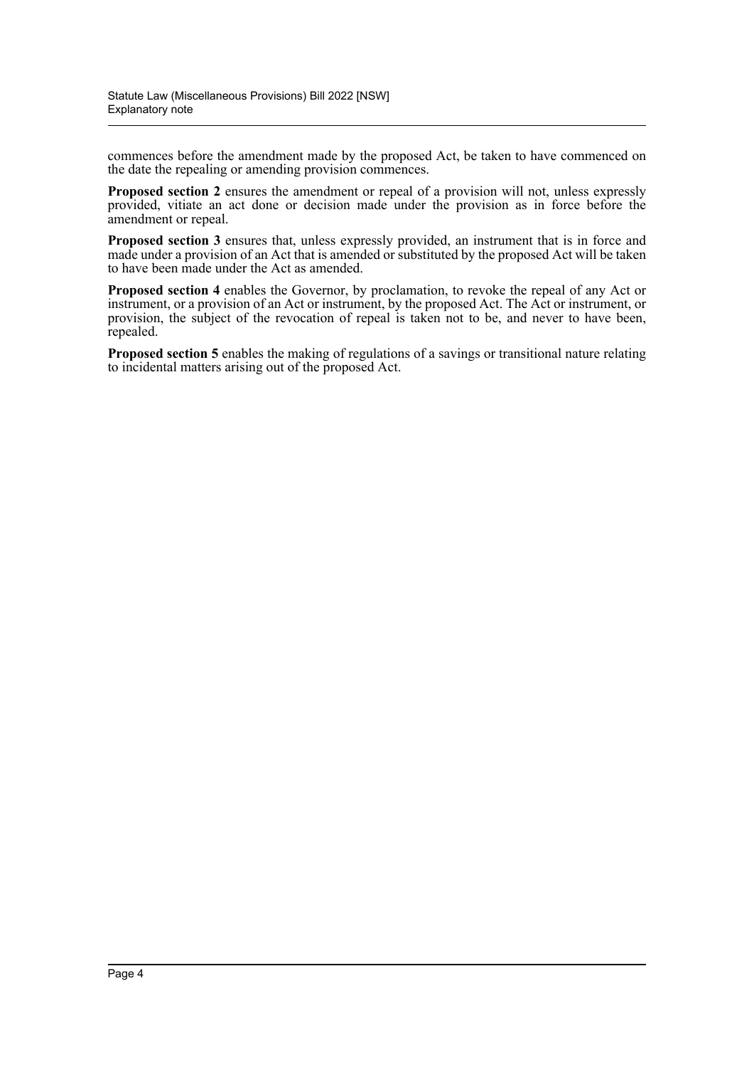commences before the amendment made by the proposed Act, be taken to have commenced on the date the repealing or amending provision commences.

**Proposed section 2** ensures the amendment or repeal of a provision will not, unless expressly provided, vitiate an act done or decision made under the provision as in force before the amendment or repeal.

**Proposed section 3** ensures that, unless expressly provided, an instrument that is in force and made under a provision of an Act that is amended or substituted by the proposed Act will be taken to have been made under the Act as amended.

**Proposed section 4** enables the Governor, by proclamation, to revoke the repeal of any Act or instrument, or a provision of an Act or instrument, by the proposed Act. The Act or instrument, or provision, the subject of the revocation of repeal is taken not to be, and never to have been, repealed.

**Proposed section 5** enables the making of regulations of a savings or transitional nature relating to incidental matters arising out of the proposed Act.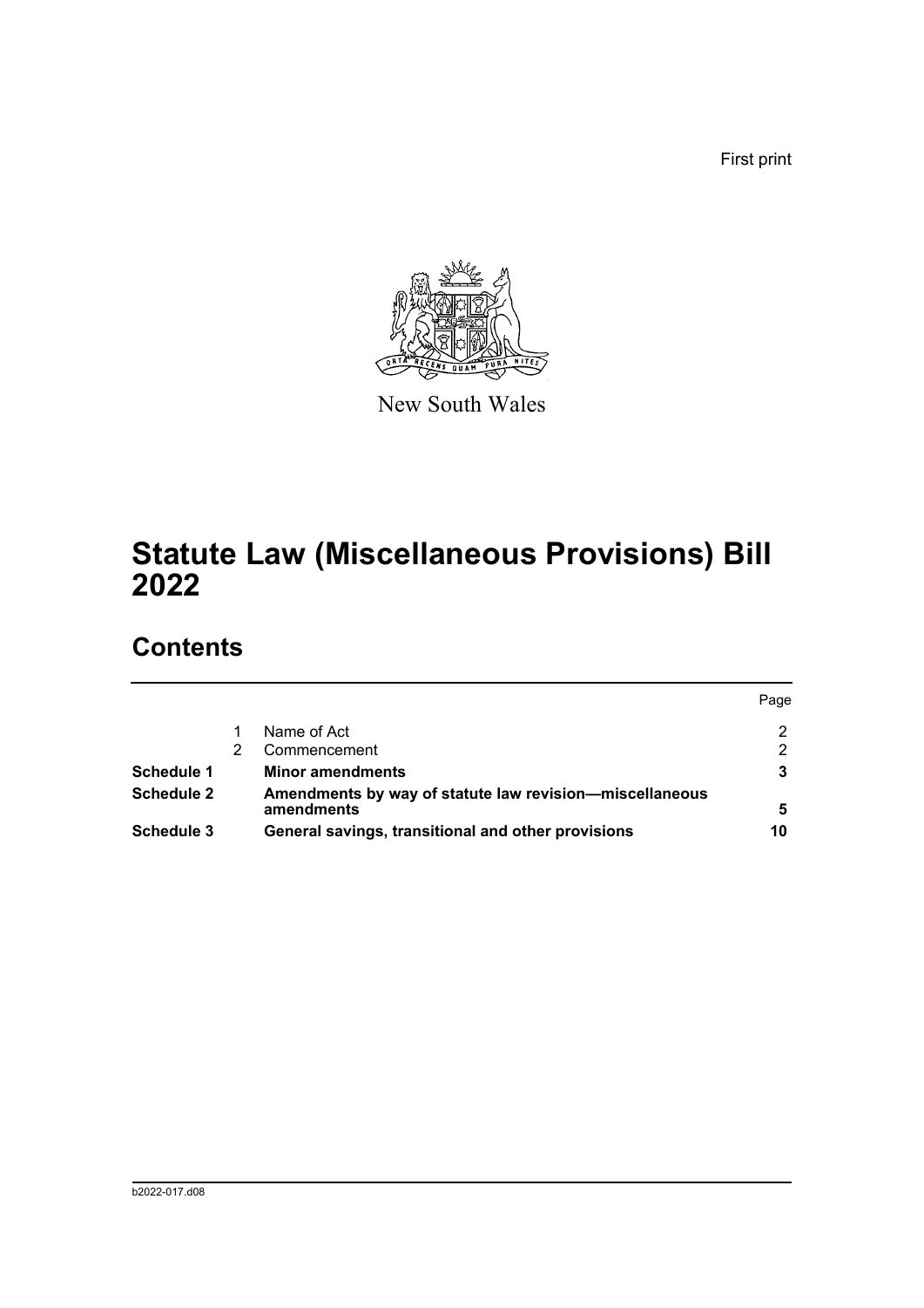First print

New South Wales

# Statute Law (Miscellaneous Provisions) Bill 2022

## Contents

| | | | Page |
|---|---|---|---|
| | 1 | Name of Act | 2 |
| | 2 | Commencement | 2 |
| **Schedule 1** | | **Minor amendments** | **3** |
| **Schedule 2** | | **Amendments by way of statute law revision—miscellaneous amendments** | **5** |
| **Schedule 3** | | **General savings, transitional and other provisions** | **10** |

b2022-017.d08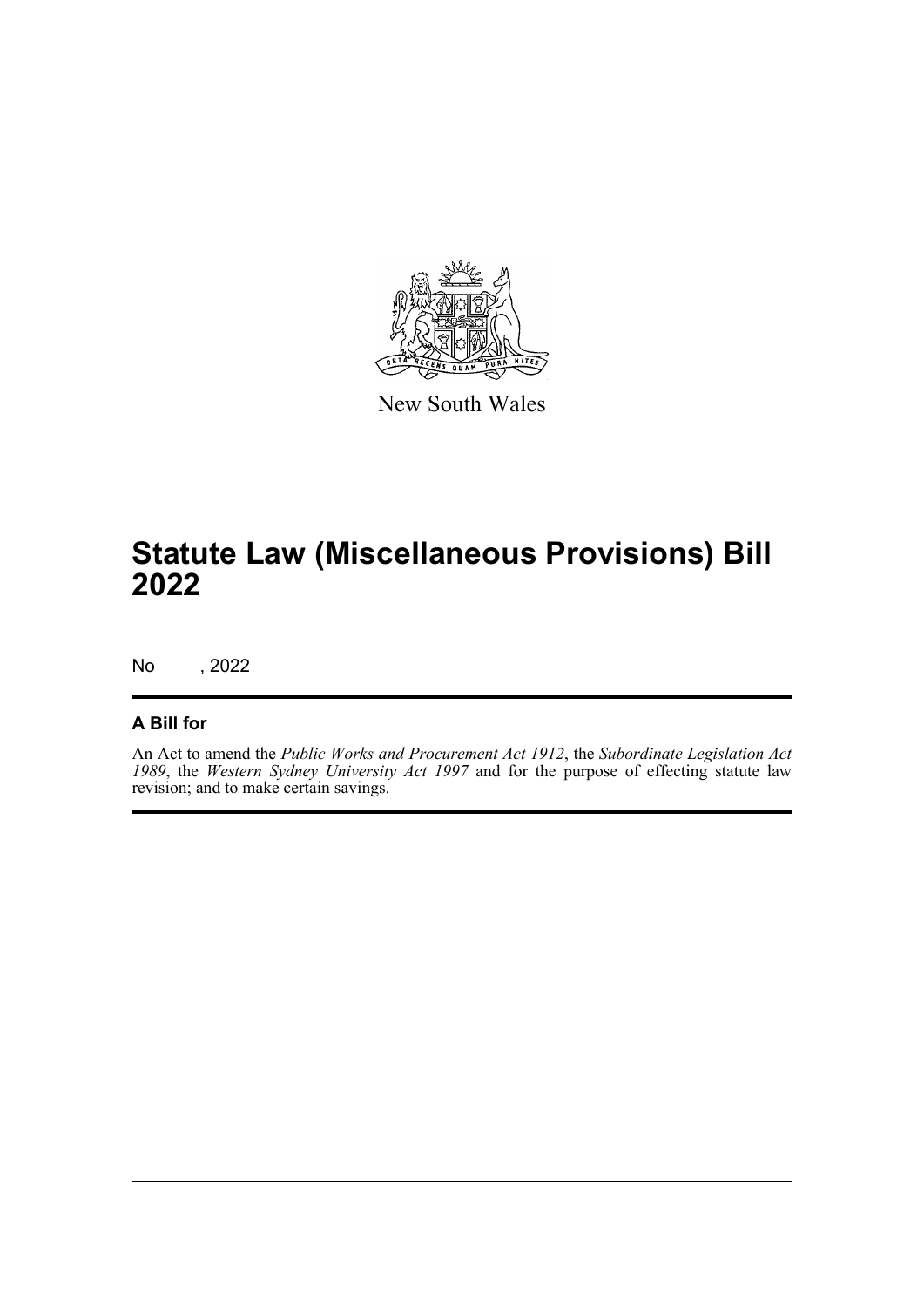New South Wales

# Statute Law (Miscellaneous Provisions) Bill 2022

No , 2022

## A Bill for

An Act to amend the *Public Works and Procurement Act 1912*, the *Subordinate Legislation Act 1989*, the *Western Sydney University Act 1997* and for the purpose of effecting statute law revision; and to make certain savings.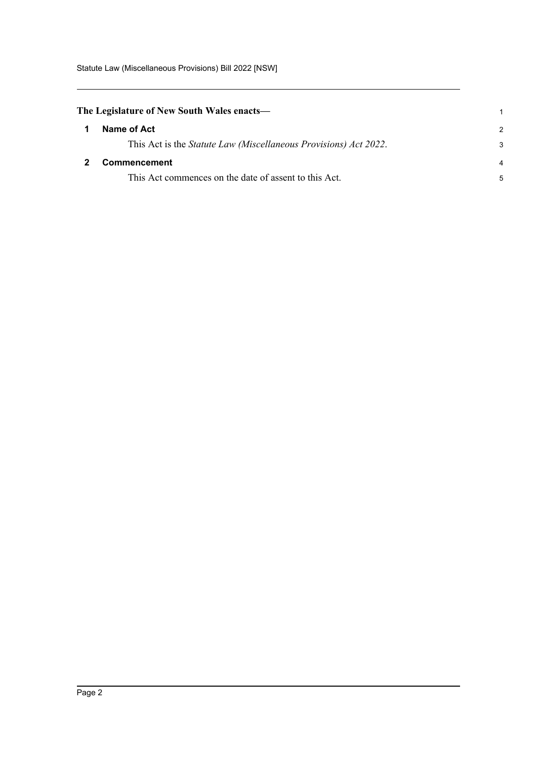**The Legislature of New South Wales enacts—**

## 1 Name of Act

This Act is the *Statute Law (Miscellaneous Provisions) Act 2022*.

## 2 Commencement

This Act commences on the date of assent to this Act.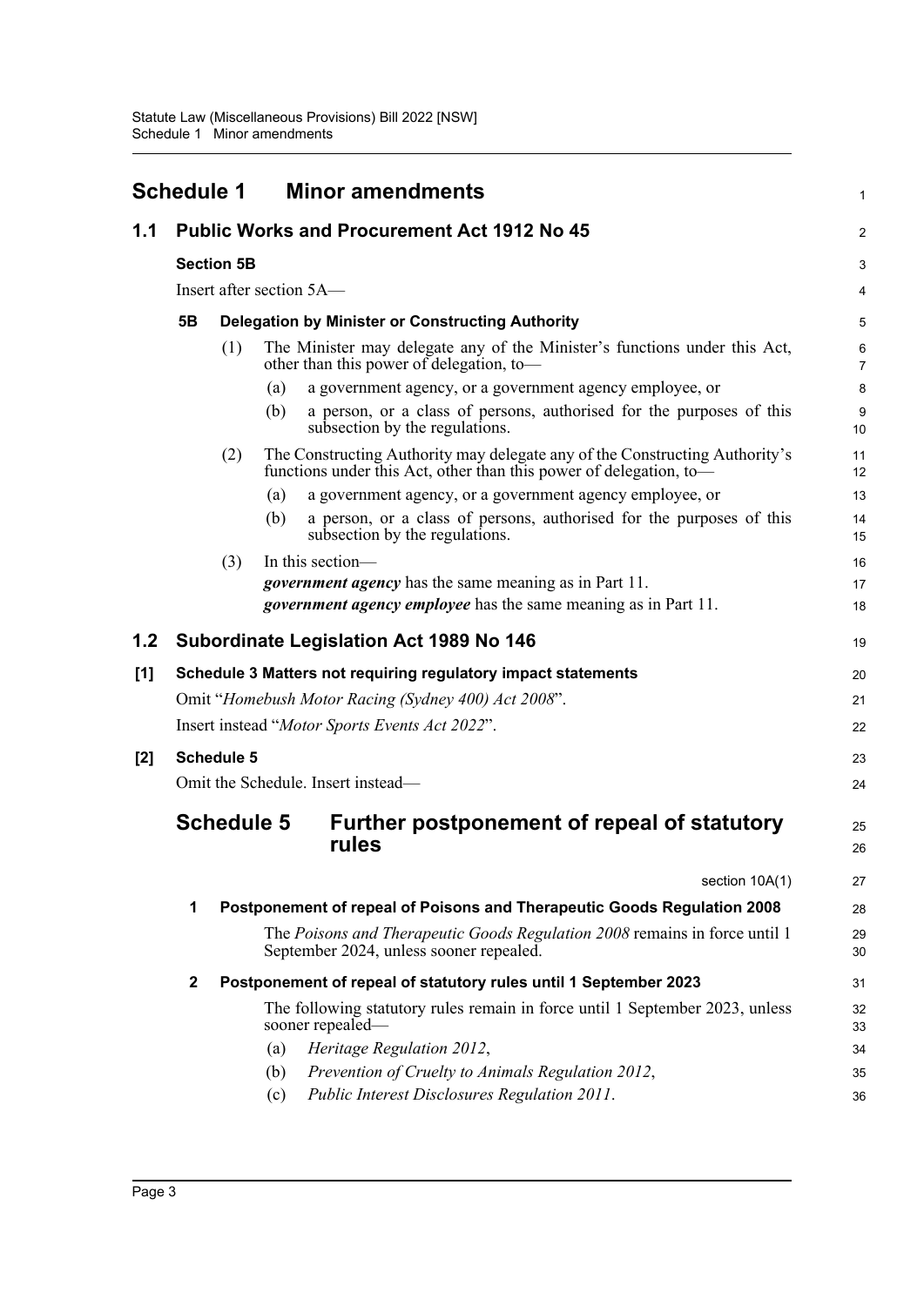# Schedule 1 Minor amendments

## 1.1 Public Works and Procurement Act 1912 No 45

### Section 5B

Insert after section 5A—

**5B Delegation by Minister or Constructing Authority**

(1) The Minister may delegate any of the Minister's functions under this Act, other than this power of delegation, to—

(a) a government agency, or a government agency employee, or

(b) a person, or a class of persons, authorised for the purposes of this subsection by the regulations.

(2) The Constructing Authority may delegate any of the Constructing Authority's functions under this Act, other than this power of delegation, to—

(a) a government agency, or a government agency employee, or

(b) a person, or a class of persons, authorised for the purposes of this subsection by the regulations.

(3) In this section—

***government agency*** has the same meaning as in Part 11.

***government agency employee*** has the same meaning as in Part 11.

## 1.2 Subordinate Legislation Act 1989 No 146

### [1] Schedule 3 Matters not requiring regulatory impact statements

Omit "*Homebush Motor Racing (Sydney 400) Act 2008*".

Insert instead "*Motor Sports Events Act 2022*".

### [2] Schedule 5

Omit the Schedule. Insert instead—

## Schedule 5 Further postponement of repeal of statutory rules

section 10A(1)

**1 Postponement of repeal of Poisons and Therapeutic Goods Regulation 2008**

The *Poisons and Therapeutic Goods Regulation 2008* remains in force until 1 September 2024, unless sooner repealed.

**2 Postponement of repeal of statutory rules until 1 September 2023**

The following statutory rules remain in force until 1 September 2023, unless sooner repealed—

(a) *Heritage Regulation 2012*,

(b) *Prevention of Cruelty to Animals Regulation 2012*,

(c) *Public Interest Disclosures Regulation 2011*.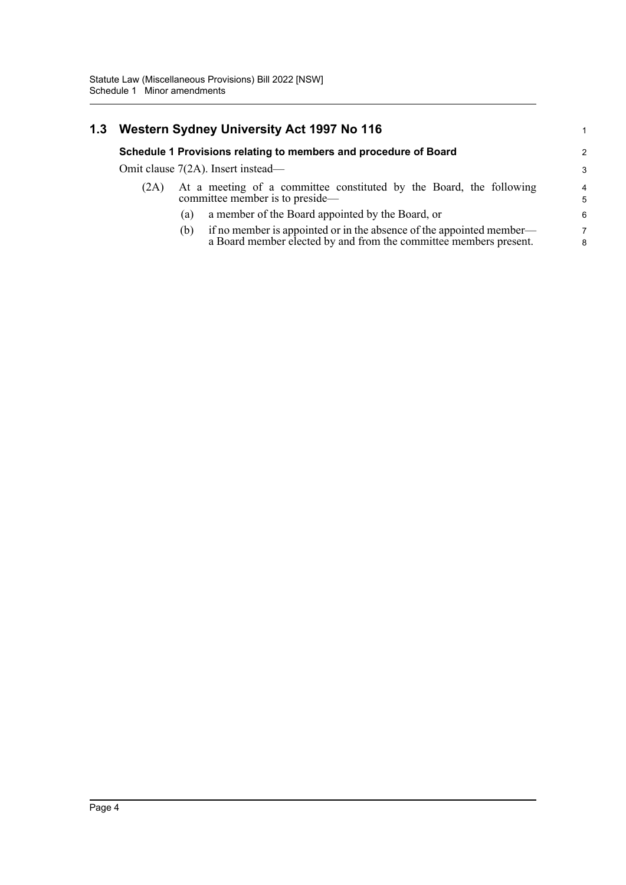## 1.3 Western Sydney University Act 1997 No 116

### Schedule 1 Provisions relating to members and procedure of Board

Omit clause 7(2A). Insert instead—

(2A) At a meeting of a committee constituted by the Board, the following committee member is to preside—

- (a) a member of the Board appointed by the Board, or
- (b) if no member is appointed or in the absence of the appointed member—a Board member elected by and from the committee members present.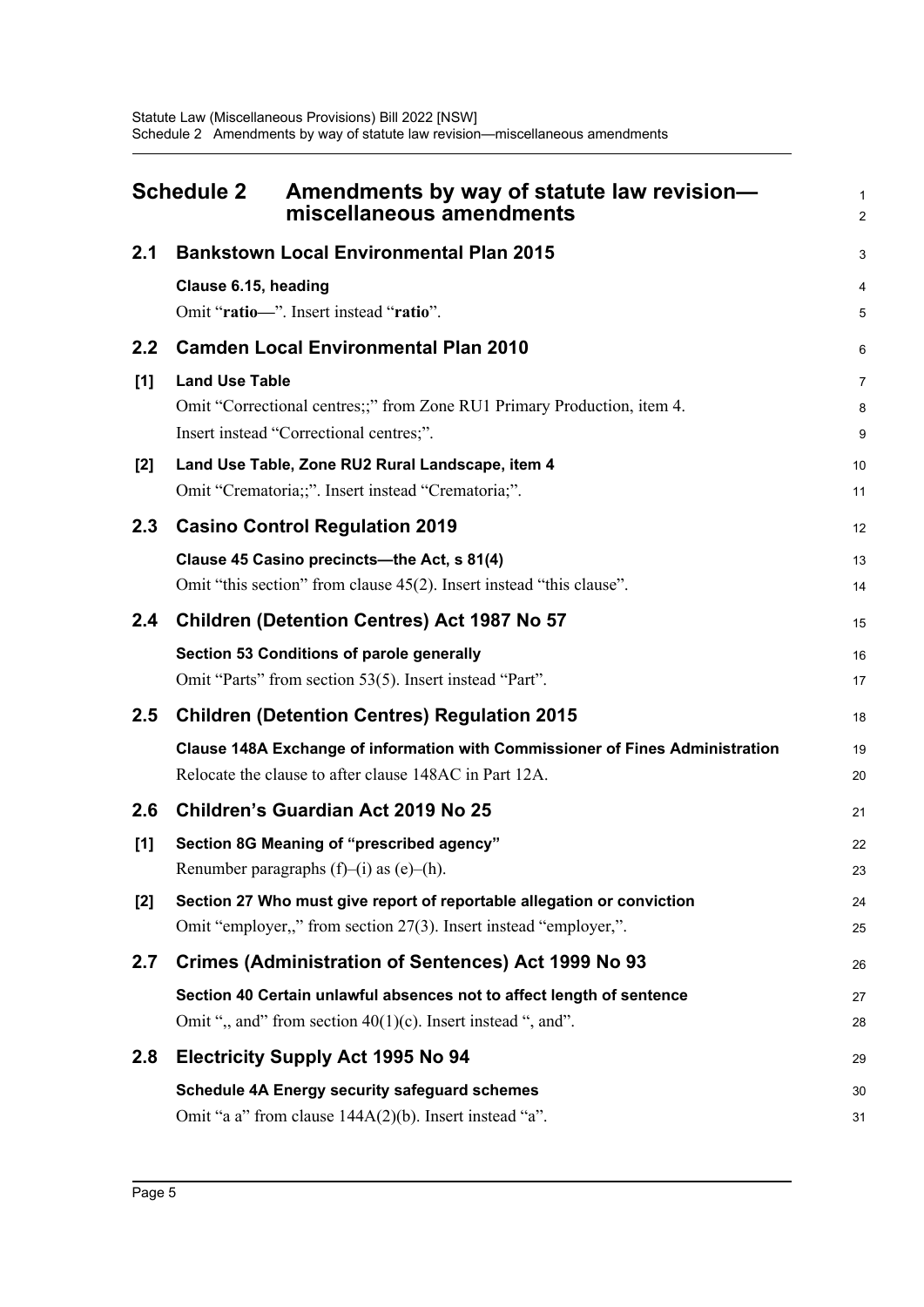# Schedule 2 Amendments by way of statute law revision—miscellaneous amendments

## 2.1 Bankstown Local Environmental Plan 2015

**Clause 6.15, heading**

Omit "**ratio—**". Insert instead "**ratio**".

## 2.2 Camden Local Environmental Plan 2010

**[1] Land Use Table**

Omit "Correctional centres;;" from Zone RU1 Primary Production, item 4.

Insert instead "Correctional centres;".

**[2] Land Use Table, Zone RU2 Rural Landscape, item 4**

Omit "Crematoria;;". Insert instead "Crematoria;".

## 2.3 Casino Control Regulation 2019

**Clause 45 Casino precincts—the Act, s 81(4)**

Omit "this section" from clause 45(2). Insert instead "this clause".

## 2.4 Children (Detention Centres) Act 1987 No 57

**Section 53 Conditions of parole generally**

Omit "Parts" from section 53(5). Insert instead "Part".

## 2.5 Children (Detention Centres) Regulation 2015

**Clause 148A Exchange of information with Commissioner of Fines Administration**

Relocate the clause to after clause 148AC in Part 12A.

## 2.6 Children's Guardian Act 2019 No 25

**[1] Section 8G Meaning of "prescribed agency"**

Renumber paragraphs (f)–(i) as (e)–(h).

**[2] Section 27 Who must give report of reportable allegation or conviction**

Omit "employer,," from section 27(3). Insert instead "employer,".

## 2.7 Crimes (Administration of Sentences) Act 1999 No 93

**Section 40 Certain unlawful absences not to affect length of sentence**

Omit ",, and" from section 40(1)(c). Insert instead ", and".

## 2.8 Electricity Supply Act 1995 No 94

**Schedule 4A Energy security safeguard schemes**

Omit "a a" from clause 144A(2)(b). Insert instead "a".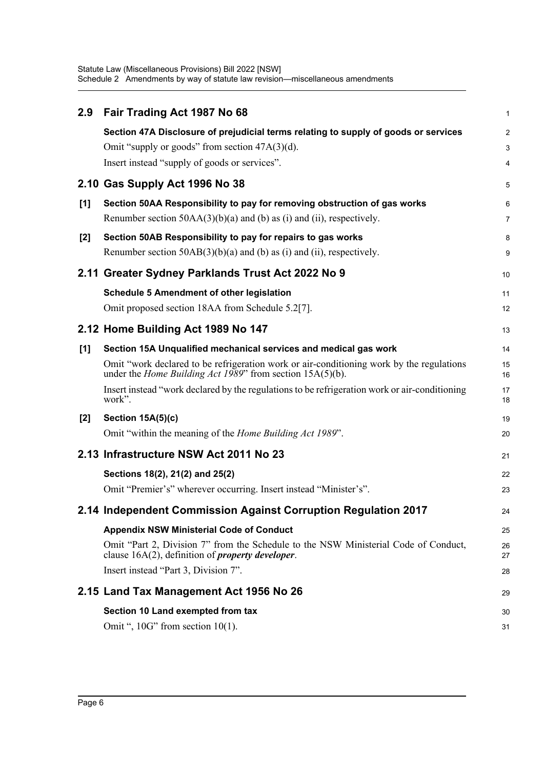## 2.9 Fair Trading Act 1987 No 68

**Section 47A Disclosure of prejudicial terms relating to supply of goods or services**

Omit "supply or goods" from section 47A(3)(d).

Insert instead "supply of goods or services".

## 2.10 Gas Supply Act 1996 No 38

**[1] Section 50AA Responsibility to pay for removing obstruction of gas works**

Renumber section 50AA(3)(b)(a) and (b) as (i) and (ii), respectively.

**[2] Section 50AB Responsibility to pay for repairs to gas works**

Renumber section 50AB(3)(b)(a) and (b) as (i) and (ii), respectively.

## 2.11 Greater Sydney Parklands Trust Act 2022 No 9

**Schedule 5 Amendment of other legislation**

Omit proposed section 18AA from Schedule 5.2[7].

## 2.12 Home Building Act 1989 No 147

**[1] Section 15A Unqualified mechanical services and medical gas work**

Omit "work declared to be refrigeration work or air-conditioning work by the regulations under the *Home Building Act 1989*" from section 15A(5)(b).

Insert instead "work declared by the regulations to be refrigeration work or air-conditioning work".

**[2] Section 15A(5)(c)**

Omit "within the meaning of the *Home Building Act 1989*".

## 2.13 Infrastructure NSW Act 2011 No 23

**Sections 18(2), 21(2) and 25(2)**

Omit "Premier's" wherever occurring. Insert instead "Minister's".

## 2.14 Independent Commission Against Corruption Regulation 2017

**Appendix NSW Ministerial Code of Conduct**

Omit "Part 2, Division 7" from the Schedule to the NSW Ministerial Code of Conduct, clause 16A(2), definition of ***property developer***.

Insert instead "Part 3, Division 7".

## 2.15 Land Tax Management Act 1956 No 26

**Section 10 Land exempted from tax**

Omit ", 10G" from section 10(1).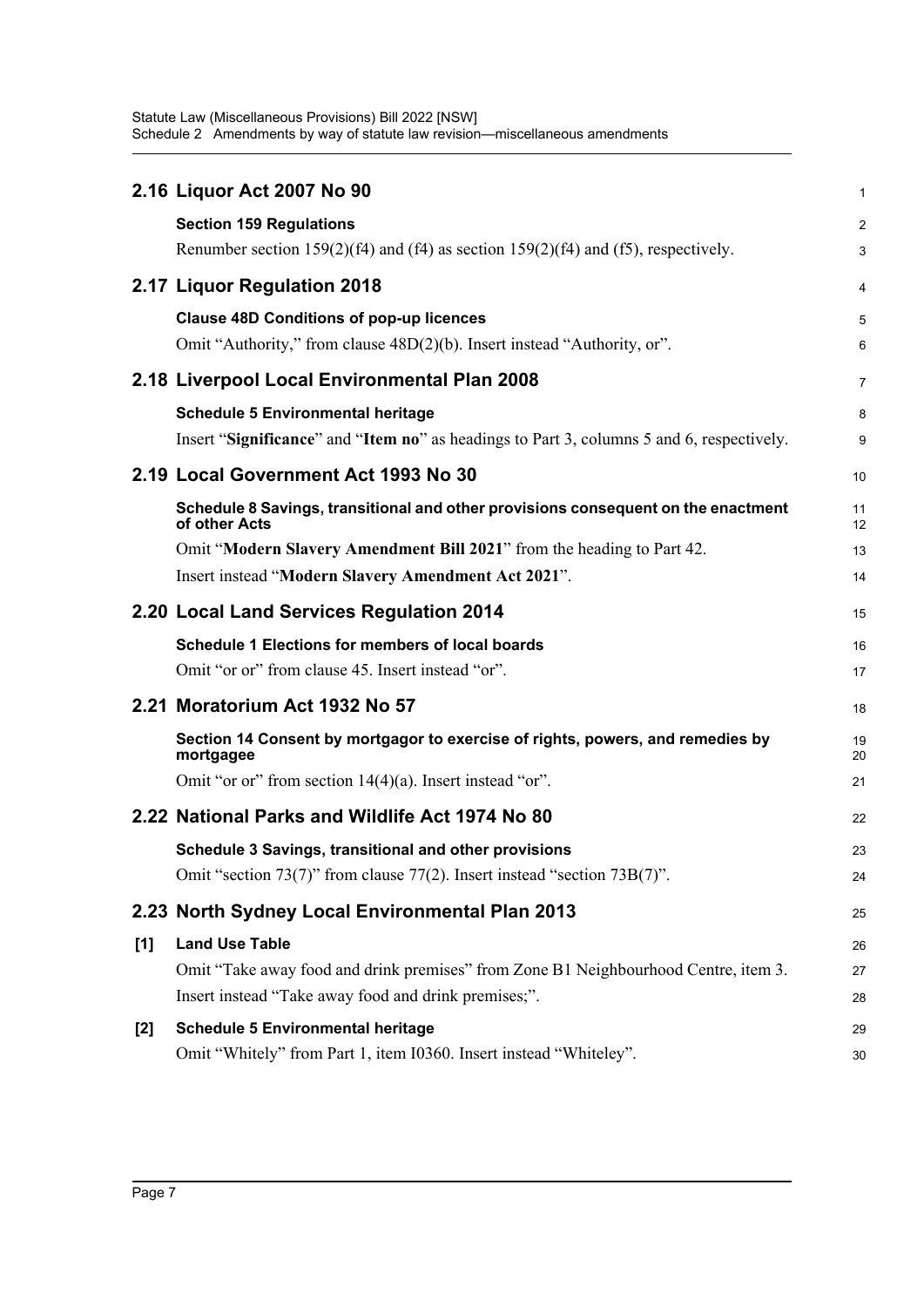## 2.16 Liquor Act 2007 No 90

**Section 159 Regulations**

Renumber section 159(2)(f4) and (f4) as section 159(2)(f4) and (f5), respectively.

## 2.17 Liquor Regulation 2018

**Clause 48D Conditions of pop-up licences**

Omit "Authority," from clause 48D(2)(b). Insert instead "Authority, or".

## 2.18 Liverpool Local Environmental Plan 2008

**Schedule 5 Environmental heritage**

Insert "**Significance**" and "**Item no**" as headings to Part 3, columns 5 and 6, respectively.

## 2.19 Local Government Act 1993 No 30

**Schedule 8 Savings, transitional and other provisions consequent on the enactment of other Acts**

Omit "**Modern Slavery Amendment Bill 2021**" from the heading to Part 42.

Insert instead "**Modern Slavery Amendment Act 2021**".

## 2.20 Local Land Services Regulation 2014

**Schedule 1 Elections for members of local boards**

Omit "or or" from clause 45. Insert instead "or".

## 2.21 Moratorium Act 1932 No 57

**Section 14 Consent by mortgagor to exercise of rights, powers, and remedies by mortgagee**

Omit "or or" from section 14(4)(a). Insert instead "or".

## 2.22 National Parks and Wildlife Act 1974 No 80

**Schedule 3 Savings, transitional and other provisions**

Omit "section 73(7)" from clause 77(2). Insert instead "section 73B(7)".

## 2.23 North Sydney Local Environmental Plan 2013

**[1] Land Use Table**

Omit "Take away food and drink premises" from Zone B1 Neighbourhood Centre, item 3.

Insert instead "Take away food and drink premises;".

**[2] Schedule 5 Environmental heritage**

Omit "Whitely" from Part 1, item I0360. Insert instead "Whiteley".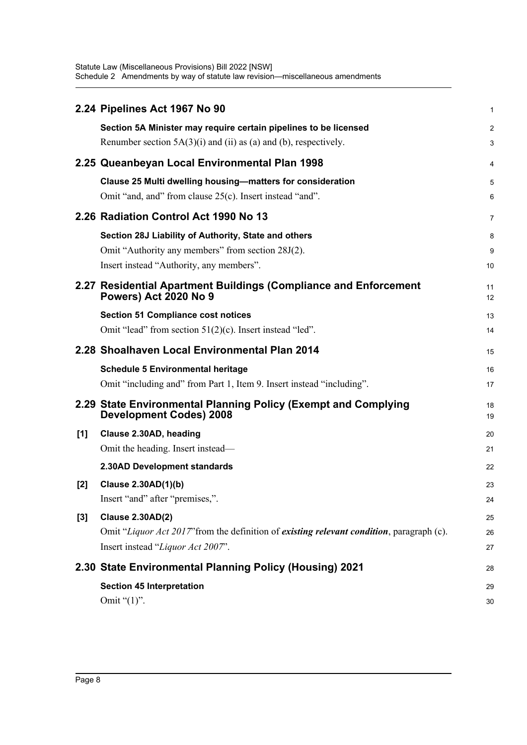## 2.24 Pipelines Act 1967 No 90

**Section 5A Minister may require certain pipelines to be licensed**

Renumber section 5A(3)(i) and (ii) as (a) and (b), respectively.

## 2.25 Queanbeyan Local Environmental Plan 1998

**Clause 25 Multi dwelling housing—matters for consideration**

Omit "and, and" from clause 25(c). Insert instead "and".

## 2.26 Radiation Control Act 1990 No 13

**Section 28J Liability of Authority, State and others**

Omit "Authority any members" from section 28J(2).

Insert instead "Authority, any members".

## 2.27 Residential Apartment Buildings (Compliance and Enforcement Powers) Act 2020 No 9

**Section 51 Compliance cost notices**

Omit "lead" from section 51(2)(c). Insert instead "led".

## 2.28 Shoalhaven Local Environmental Plan 2014

**Schedule 5 Environmental heritage**

Omit "including and" from Part 1, Item 9. Insert instead "including".

## 2.29 State Environmental Planning Policy (Exempt and Complying Development Codes) 2008

**[1] Clause 2.30AD, heading**

Omit the heading. Insert instead—

**2.30AD Development standards**

**[2] Clause 2.30AD(1)(b)**

Insert "and" after "premises,".

**[3] Clause 2.30AD(2)**

Omit "*Liquor Act 2017*"from the definition of ***existing relevant condition***, paragraph (c).

Insert instead "*Liquor Act 2007*".

## 2.30 State Environmental Planning Policy (Housing) 2021

**Section 45 Interpretation**

Omit "(1)".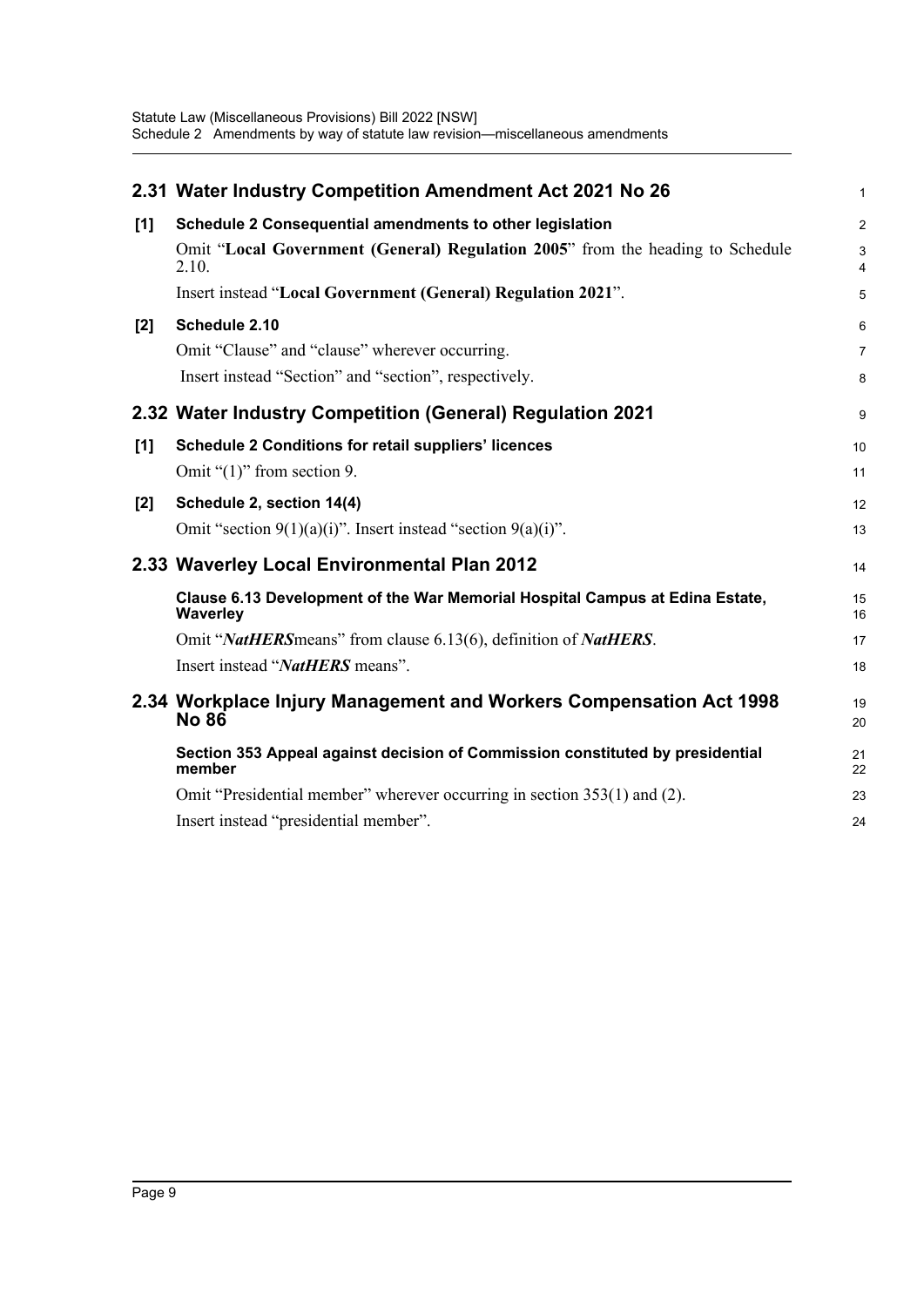## 2.31 Water Industry Competition Amendment Act 2021 No 26

**[1] Schedule 2 Consequential amendments to other legislation**

Omit "**Local Government (General) Regulation 2005**" from the heading to Schedule 2.10.

Insert instead "**Local Government (General) Regulation 2021**".

**[2] Schedule 2.10**

Omit "Clause" and "clause" wherever occurring.

Insert instead "Section" and "section", respectively.

## 2.32 Water Industry Competition (General) Regulation 2021

**[1] Schedule 2 Conditions for retail suppliers' licences**

Omit "(1)" from section 9.

**[2] Schedule 2, section 14(4)**

Omit "section 9(1)(a)(i)". Insert instead "section 9(a)(i)".

## 2.33 Waverley Local Environmental Plan 2012

**Clause 6.13 Development of the War Memorial Hospital Campus at Edina Estate, Waverley**

Omit "***NatHERS***means" from clause 6.13(6), definition of ***NatHERS***.

Insert instead "***NatHERS*** means".

## 2.34 Workplace Injury Management and Workers Compensation Act 1998 No 86

**Section 353 Appeal against decision of Commission constituted by presidential member**

Omit "Presidential member" wherever occurring in section 353(1) and (2).

Insert instead "presidential member".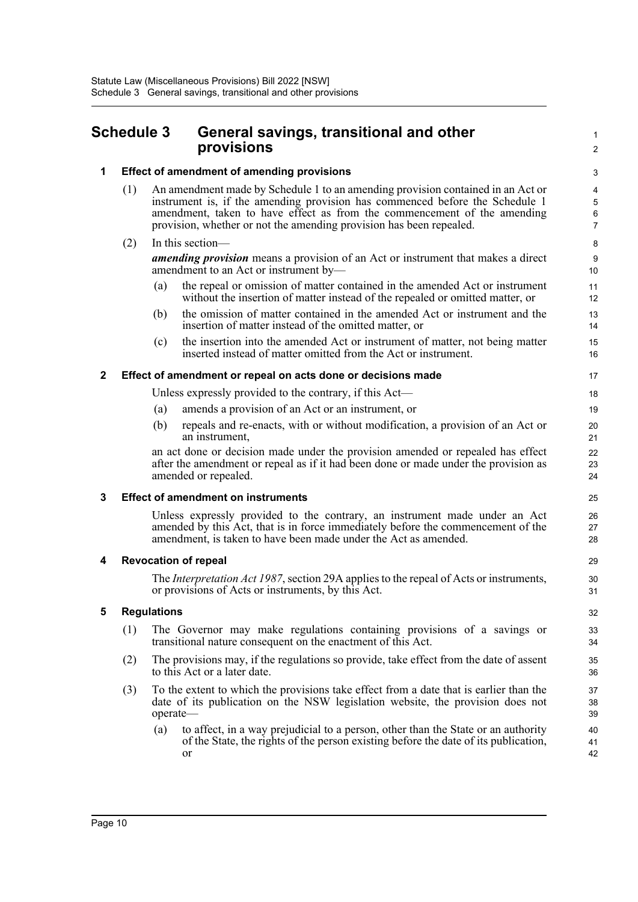# Schedule 3 General savings, transitional and other provisions

## 1 Effect of amendment of amending provisions

(1) An amendment made by Schedule 1 to an amending provision contained in an Act or instrument is, if the amending provision has commenced before the Schedule 1 amendment, taken to have effect as from the commencement of the amending provision, whether or not the amending provision has been repealed.

(2) In this section—

***amending provision*** means a provision of an Act or instrument that makes a direct amendment to an Act or instrument by—

(a) the repeal or omission of matter contained in the amended Act or instrument without the insertion of matter instead of the repealed or omitted matter, or

(b) the omission of matter contained in the amended Act or instrument and the insertion of matter instead of the omitted matter, or

(c) the insertion into the amended Act or instrument of matter, not being matter inserted instead of matter omitted from the Act or instrument.

## 2 Effect of amendment or repeal on acts done or decisions made

Unless expressly provided to the contrary, if this Act—

(a) amends a provision of an Act or an instrument, or

(b) repeals and re-enacts, with or without modification, a provision of an Act or an instrument,

an act done or decision made under the provision amended or repealed has effect after the amendment or repeal as if it had been done or made under the provision as amended or repealed.

## 3 Effect of amendment on instruments

Unless expressly provided to the contrary, an instrument made under an Act amended by this Act, that is in force immediately before the commencement of the amendment, is taken to have been made under the Act as amended.

## 4 Revocation of repeal

The *Interpretation Act 1987*, section 29A applies to the repeal of Acts or instruments, or provisions of Acts or instruments, by this Act.

## 5 Regulations

(1) The Governor may make regulations containing provisions of a savings or transitional nature consequent on the enactment of this Act.

(2) The provisions may, if the regulations so provide, take effect from the date of assent to this Act or a later date.

(3) To the extent to which the provisions take effect from a date that is earlier than the date of its publication on the NSW legislation website, the provision does not operate—

(a) to affect, in a way prejudicial to a person, other than the State or an authority of the State, the rights of the person existing before the date of its publication, or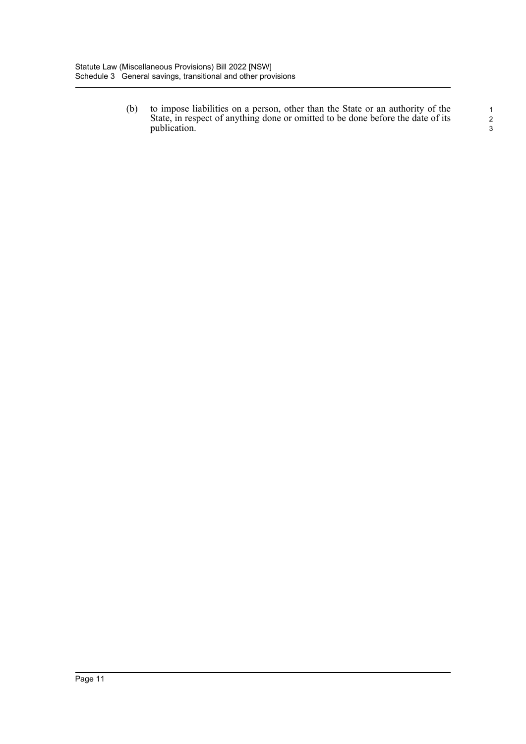(b) to impose liabilities on a person, other than the State or an authority of the State, in respect of anything done or omitted to be done before the date of its publication.